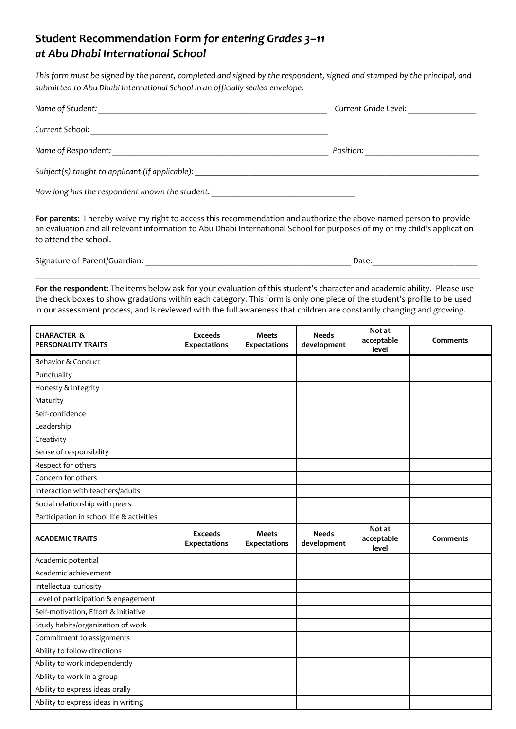# Student Recommendation Form *for entering Grades 3–11 at Abu Dhabi International School*

*This form must be signed by the parent, completed and signed by the respondent, signed and stamped by the principal, and submitted to Abu Dhabi International School in an officially sealed envelope.*

*Name of Student:* ______________________________________________ *Current Grade Level:* _______________

*Current School:* ______________________________________________

*Name of Respondent:* ______________________________________________ *Position:* _________________________

*Subject(s) taught to applicant (if applicable):* ______________________________________________

*How long has the respondent known the student:* _________________________________

**For parents**: I hereby waive my right to access this recommendation and authorize the above-named person to provide an evaluation and all relevant information to Abu Dhabi International School for purposes of my or my child's application to attend the school.

Signature of Parent/Guardian: ______________________________________________ Date:_______________________

---

**For the respondent**: The items below ask for your evaluation of this student's character and academic ability. Please use the check boxes to show gradations within each category. This form is only one piece of the student's profile to be used in our assessment process, and is reviewed with the full awareness that children are constantly changing and growing.

| **CHARACTER & PERSONALITY TRAITS** | **Exceeds Expectations** | **Meets Expectations** | **Needs development** | **Not at acceptable level** | **Comments** |
|---|---|---|---|---|---|
| Behavior & Conduct | | | | | |
| Punctuality | | | | | |
| Honesty & Integrity | | | | | |
| Maturity | | | | | |
| Self-confidence | | | | | |
| Leadership | | | | | |
| Creativity | | | | | |
| Sense of responsibility | | | | | |
| Respect for others | | | | | |
| Concern for others | | | | | |
| Interaction with teachers/adults | | | | | |
| Social relationship with peers | | | | | |
| Participation in school life & activities | | | | | |
| **ACADEMIC TRAITS** | **Exceeds Expectations** | **Meets Expectations** | **Needs development** | **Not at acceptable level** | **Comments** |
| Academic potential | | | | | |
| Academic achievement | | | | | |
| Intellectual curiosity | | | | | |
| Level of participation & engagement | | | | | |
| Self-motivation, Effort & Initiative | | | | | |
| Study habits/organization of work | | | | | |
| Commitment to assignments | | | | | |
| Ability to follow directions | | | | | |
| Ability to work independently | | | | | |
| Ability to work in a group | | | | | |
| Ability to express ideas orally | | | | | |
| Ability to express ideas in writing | | | | | |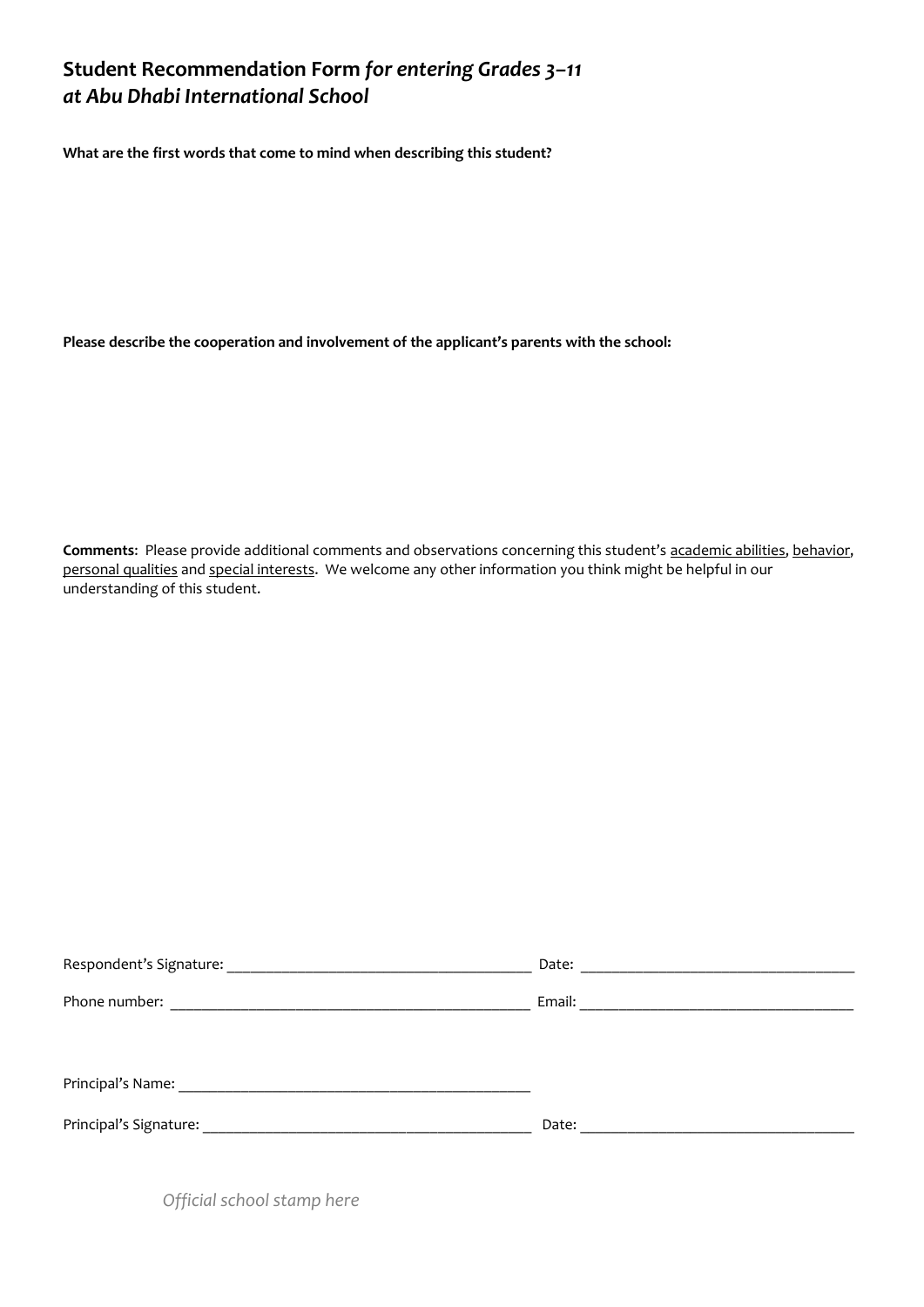## Student Recommendation Form *for entering Grades 3–11 at Abu Dhabi International School*

**What are the first words that come to mind when describing this student?**

**Please describe the cooperation and involvement of the applicant's parents with the school:**

**Comments**: Please provide additional comments and observations concerning this student's <u>academic abilities</u>, <u>behavior</u>, <u>personal qualities</u> and <u>special interests</u>. We welcome any other information you think might be helpful in our understanding of this student.

Respondent's Signature: ________________________________________ Date: ____________________________________

Phone number: ________________________________________________ Email: ____________________________________

Principal's Name: _____________________________________________

Principal's Signature: __________________________________________ Date: ____________________________________

*Official school stamp here*